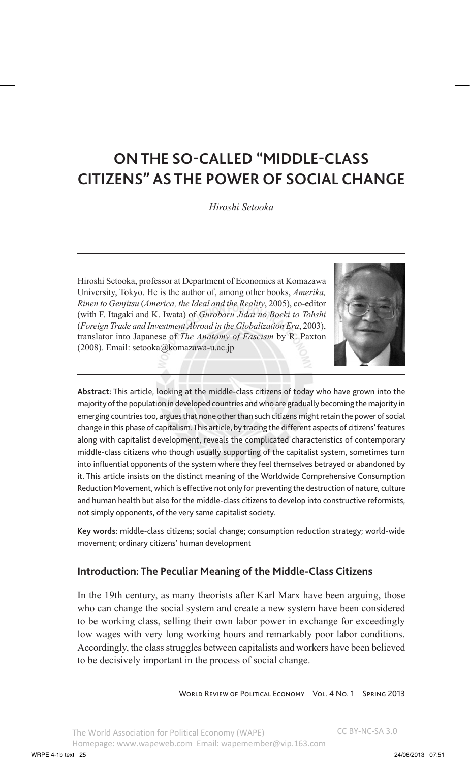# ON THE SO-CALLED "MIDDLE-CLASS CITIZENS" AS THE POWER OF SOCIAL CHANGE

*Hiroshi Setooka*

Hiroshi Setooka, professor at Department of Economics at Komazawa University, Tokyo. He is the author of, among other books, *Amerika, Rinen to Genjitsu* (*America, the Ideal and the Reality*, 2005), co-editor (with F. Itagaki and K. Iwata) of *Gurobaru Jidai no Boeki to Tohshi* (*Foreign Trade and Investment Abroad in the Globalization Era*, 2003), translator into Japanese of *The Anatomy of Fascism* by R. Paxton (2008). Email: setooka@komazawa-u.ac.jp

**Abstract:** This article, looking at the middle-class citizens of today who have grown into the majority of the population in developed countries and who are gradually becoming the majority in emerging countries too, argues that none other than such citizens might retain the power of social change in this phase of capitalism. This article, by tracing the different aspects of citizens' features along with capitalist development, reveals the complicated characteristics of contemporary middle-class citizens who though usually supporting of the capitalist system, sometimes turn into influential opponents of the system where they feel themselves betrayed or abandoned by it. This article insists on the distinct meaning of the Worldwide Comprehensive Consumption Reduction Movement, which is effective not only for preventing the destruction of nature, culture and human health but also for the middle-class citizens to develop into constructive reformists, not simply opponents, of the very same capitalist society.

**Key words:** middle-class citizens; social change; consumption reduction strategy; world-wide movement; ordinary citizens' human development

## Introduction: The Peculiar Meaning of the Middle-Class Citizens

In the 19th century, as many theorists after Karl Marx have been arguing, those who can change the social system and create a new system have been considered to be working class, selling their own labor power in exchange for exceedingly low wages with very long working hours and remarkably poor labor conditions. Accordingly, the class struggles between capitalists and workers have been believed to be decisively important in the process of social change.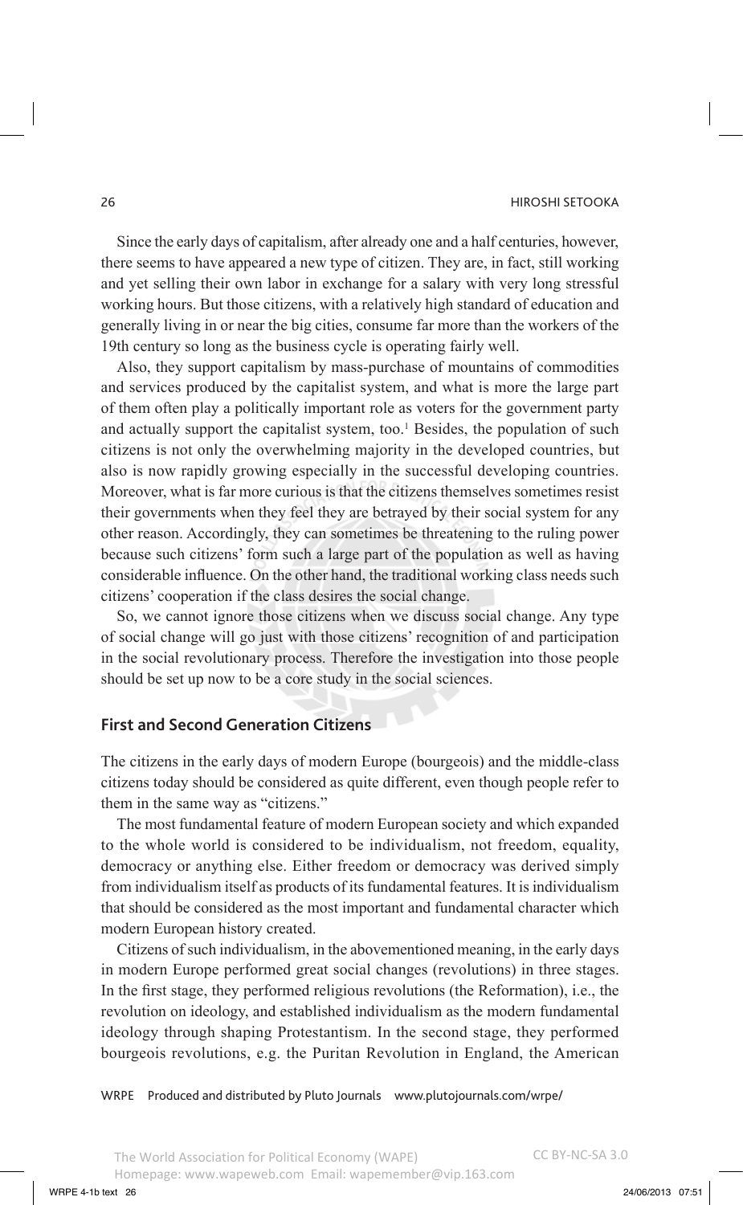Since the early days of capitalism, after already one and a half centuries, however, there seems to have appeared a new type of citizen. They are, in fact, still working and yet selling their own labor in exchange for a salary with very long stressful working hours. But those citizens, with a relatively high standard of education and generally living in or near the big cities, consume far more than the workers of the 19th century so long as the business cycle is operating fairly well.

Also, they support capitalism by mass-purchase of mountains of commodities and services produced by the capitalist system, and what is more the large part of them often play a politically important role as voters for the government party and actually support the capitalist system, too.[1] Besides, the population of such citizens is not only the overwhelming majority in the developed countries, but also is now rapidly growing especially in the successful developing countries. Moreover, what is far more curious is that the citizens themselves sometimes resist their governments when they feel they are betrayed by their social system for any other reason. Accordingly, they can sometimes be threatening to the ruling power because such citizens' form such a large part of the population as well as having considerable influence. On the other hand, the traditional working class needs such citizens' cooperation if the class desires the social change.

So, we cannot ignore those citizens when we discuss social change. Any type of social change will go just with those citizens' recognition of and participation in the social revolutionary process. Therefore the investigation into those people should be set up now to be a core study in the social sciences.

## First and Second Generation Citizens

The citizens in the early days of modern Europe (bourgeois) and the middle-class citizens today should be considered as quite different, even though people refer to them in the same way as "citizens."

The most fundamental feature of modern European society and which expanded to the whole world is considered to be individualism, not freedom, equality, democracy or anything else. Either freedom or democracy was derived simply from individualism itself as products of its fundamental features. It is individualism that should be considered as the most important and fundamental character which modern European history created.

Citizens of such individualism, in the abovementioned meaning, in the early days in modern Europe performed great social changes (revolutions) in three stages. In the first stage, they performed religious revolutions (the Reformation), i.e., the revolution on ideology, and established individualism as the modern fundamental ideology through shaping Protestantism. In the second stage, they performed bourgeois revolutions, e.g. the Puritan Revolution in England, the American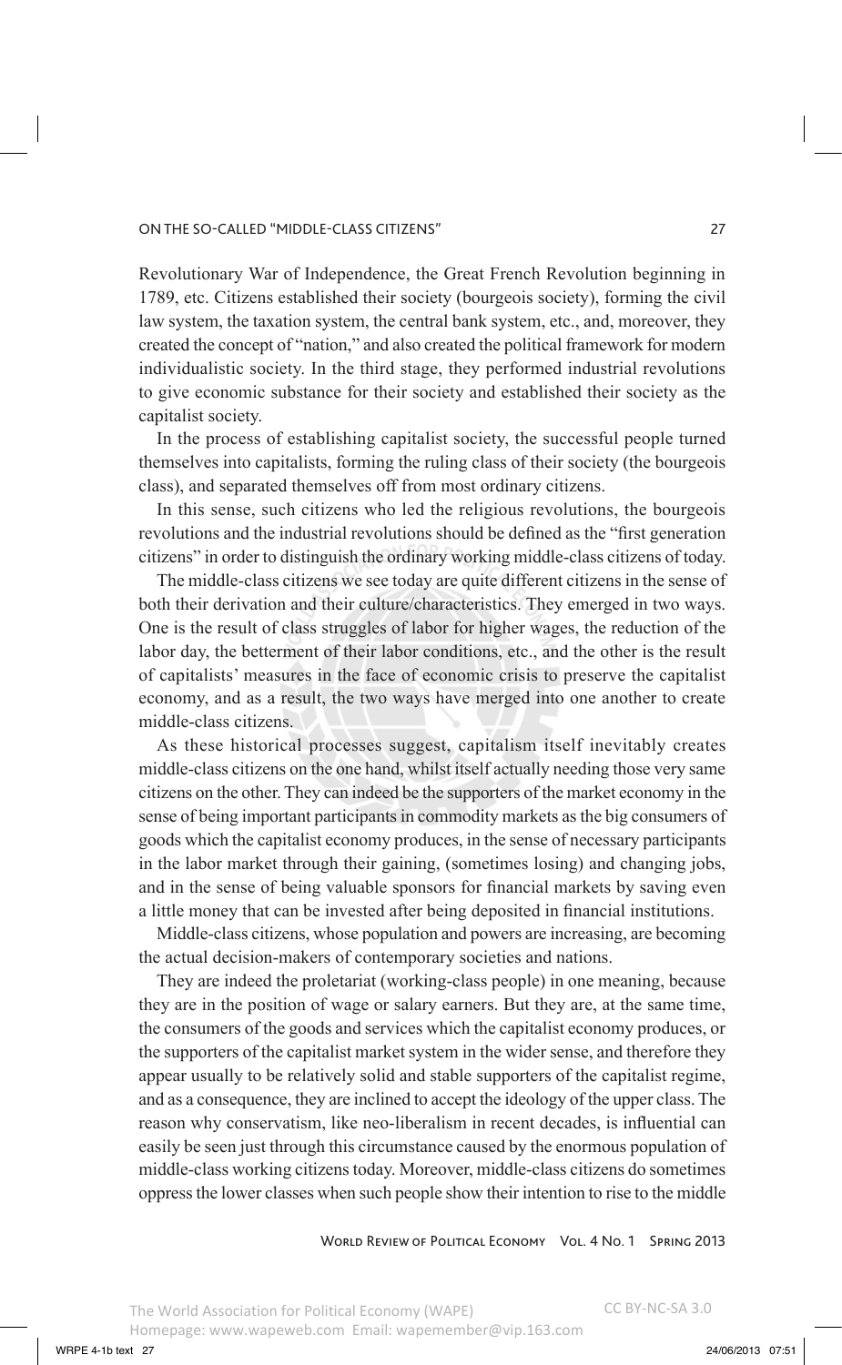Revolutionary War of Independence, the Great French Revolution beginning in 1789, etc. Citizens established their society (bourgeois society), forming the civil law system, the taxation system, the central bank system, etc., and, moreover, they created the concept of "nation," and also created the political framework for modern individualistic society. In the third stage, they performed industrial revolutions to give economic substance for their society and established their society as the capitalist society.

In the process of establishing capitalist society, the successful people turned themselves into capitalists, forming the ruling class of their society (the bourgeois class), and separated themselves off from most ordinary citizens.

In this sense, such citizens who led the religious revolutions, the bourgeois revolutions and the industrial revolutions should be defined as the "first generation citizens" in order to distinguish the ordinary working middle-class citizens of today.

The middle-class citizens we see today are quite different citizens in the sense of both their derivation and their culture/characteristics. They emerged in two ways. One is the result of class struggles of labor for higher wages, the reduction of the labor day, the betterment of their labor conditions, etc., and the other is the result of capitalists' measures in the face of economic crisis to preserve the capitalist economy, and as a result, the two ways have merged into one another to create middle-class citizens.

As these historical processes suggest, capitalism itself inevitably creates middle-class citizens on the one hand, whilst itself actually needing those very same citizens on the other. They can indeed be the supporters of the market economy in the sense of being important participants in commodity markets as the big consumers of goods which the capitalist economy produces, in the sense of necessary participants in the labor market through their gaining, (sometimes losing) and changing jobs, and in the sense of being valuable sponsors for financial markets by saving even a little money that can be invested after being deposited in financial institutions.

Middle-class citizens, whose population and powers are increasing, are becoming the actual decision-makers of contemporary societies and nations.

They are indeed the proletariat (working-class people) in one meaning, because they are in the position of wage or salary earners. But they are, at the same time, the consumers of the goods and services which the capitalist economy produces, or the supporters of the capitalist market system in the wider sense, and therefore they appear usually to be relatively solid and stable supporters of the capitalist regime, and as a consequence, they are inclined to accept the ideology of the upper class. The reason why conservatism, like neo-liberalism in recent decades, is influential can easily be seen just through this circumstance caused by the enormous population of middle-class working citizens today. Moreover, middle-class citizens do sometimes oppress the lower classes when such people show their intention to rise to the middle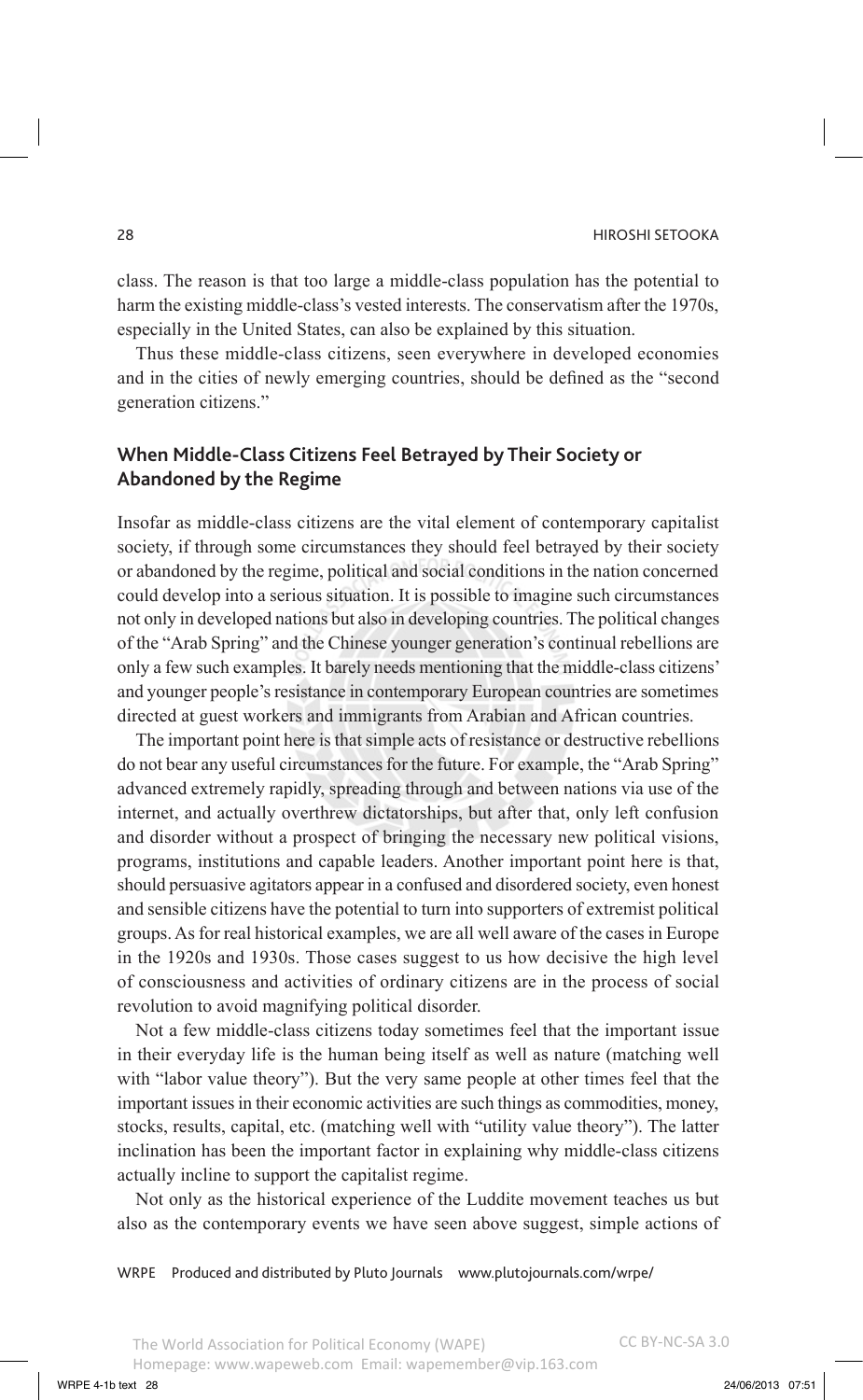class. The reason is that too large a middle-class population has the potential to harm the existing middle-class's vested interests. The conservatism after the 1970s, especially in the United States, can also be explained by this situation.

Thus these middle-class citizens, seen everywhere in developed economies and in the cities of newly emerging countries, should be defined as the "second generation citizens."

## When Middle-Class Citizens Feel Betrayed by Their Society or Abandoned by the Regime

Insofar as middle-class citizens are the vital element of contemporary capitalist society, if through some circumstances they should feel betrayed by their society or abandoned by the regime, political and social conditions in the nation concerned could develop into a serious situation. It is possible to imagine such circumstances not only in developed nations but also in developing countries. The political changes of the "Arab Spring" and the Chinese younger generation's continual rebellions are only a few such examples. It barely needs mentioning that the middle-class citizens' and younger people's resistance in contemporary European countries are sometimes directed at guest workers and immigrants from Arabian and African countries.

The important point here is that simple acts of resistance or destructive rebellions do not bear any useful circumstances for the future. For example, the "Arab Spring" advanced extremely rapidly, spreading through and between nations via use of the internet, and actually overthrew dictatorships, but after that, only left confusion and disorder without a prospect of bringing the necessary new political visions, programs, institutions and capable leaders. Another important point here is that, should persuasive agitators appear in a confused and disordered society, even honest and sensible citizens have the potential to turn into supporters of extremist political groups. As for real historical examples, we are all well aware of the cases in Europe in the 1920s and 1930s. Those cases suggest to us how decisive the high level of consciousness and activities of ordinary citizens are in the process of social revolution to avoid magnifying political disorder.

Not a few middle-class citizens today sometimes feel that the important issue in their everyday life is the human being itself as well as nature (matching well with "labor value theory"). But the very same people at other times feel that the important issues in their economic activities are such things as commodities, money, stocks, results, capital, etc. (matching well with "utility value theory"). The latter inclination has been the important factor in explaining why middle-class citizens actually incline to support the capitalist regime.

Not only as the historical experience of the Luddite movement teaches us but also as the contemporary events we have seen above suggest, simple actions of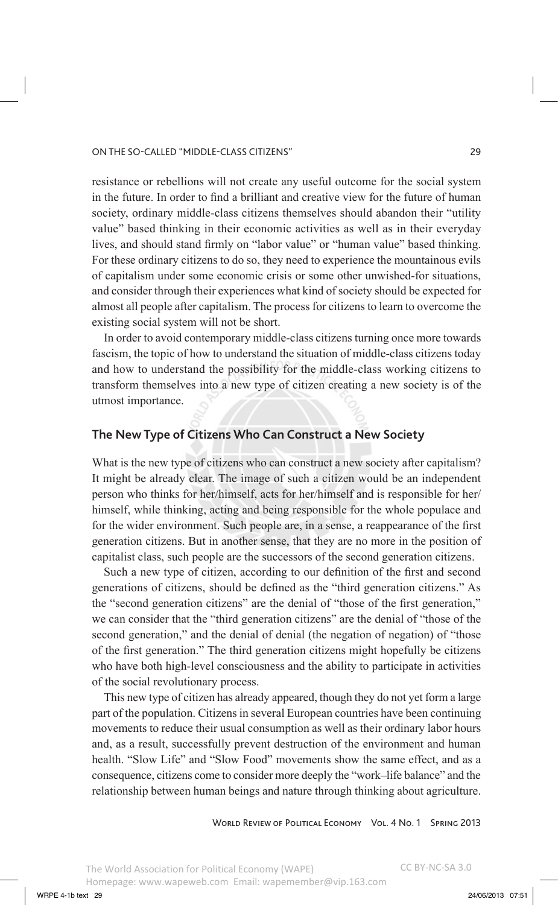resistance or rebellions will not create any useful outcome for the social system in the future. In order to find a brilliant and creative view for the future of human society, ordinary middle-class citizens themselves should abandon their "utility value" based thinking in their economic activities as well as in their everyday lives, and should stand firmly on "labor value" or "human value" based thinking. For these ordinary citizens to do so, they need to experience the mountainous evils of capitalism under some economic crisis or some other unwished-for situations, and consider through their experiences what kind of society should be expected for almost all people after capitalism. The process for citizens to learn to overcome the existing social system will not be short.

In order to avoid contemporary middle-class citizens turning once more towards fascism, the topic of how to understand the situation of middle-class citizens today and how to understand the possibility for the middle-class working citizens to transform themselves into a new type of citizen creating a new society is of the utmost importance.

## The New Type of Citizens Who Can Construct a New Society

What is the new type of citizens who can construct a new society after capitalism? It might be already clear. The image of such a citizen would be an independent person who thinks for her/himself, acts for her/himself and is responsible for her/himself, while thinking, acting and being responsible for the whole populace and for the wider environment. Such people are, in a sense, a reappearance of the first generation citizens. But in another sense, that they are no more in the position of capitalist class, such people are the successors of the second generation citizens.

Such a new type of citizen, according to our definition of the first and second generations of citizens, should be defined as the "third generation citizens." As the "second generation citizens" are the denial of "those of the first generation," we can consider that the "third generation citizens" are the denial of "those of the second generation," and the denial of denial (the negation of negation) of "those of the first generation." The third generation citizens might hopefully be citizens who have both high-level consciousness and the ability to participate in activities of the social revolutionary process.

This new type of citizen has already appeared, though they do not yet form a large part of the population. Citizens in several European countries have been continuing movements to reduce their usual consumption as well as their ordinary labor hours and, as a result, successfully prevent destruction of the environment and human health. "Slow Life" and "Slow Food" movements show the same effect, and as a consequence, citizens come to consider more deeply the "work–life balance" and the relationship between human beings and nature through thinking about agriculture.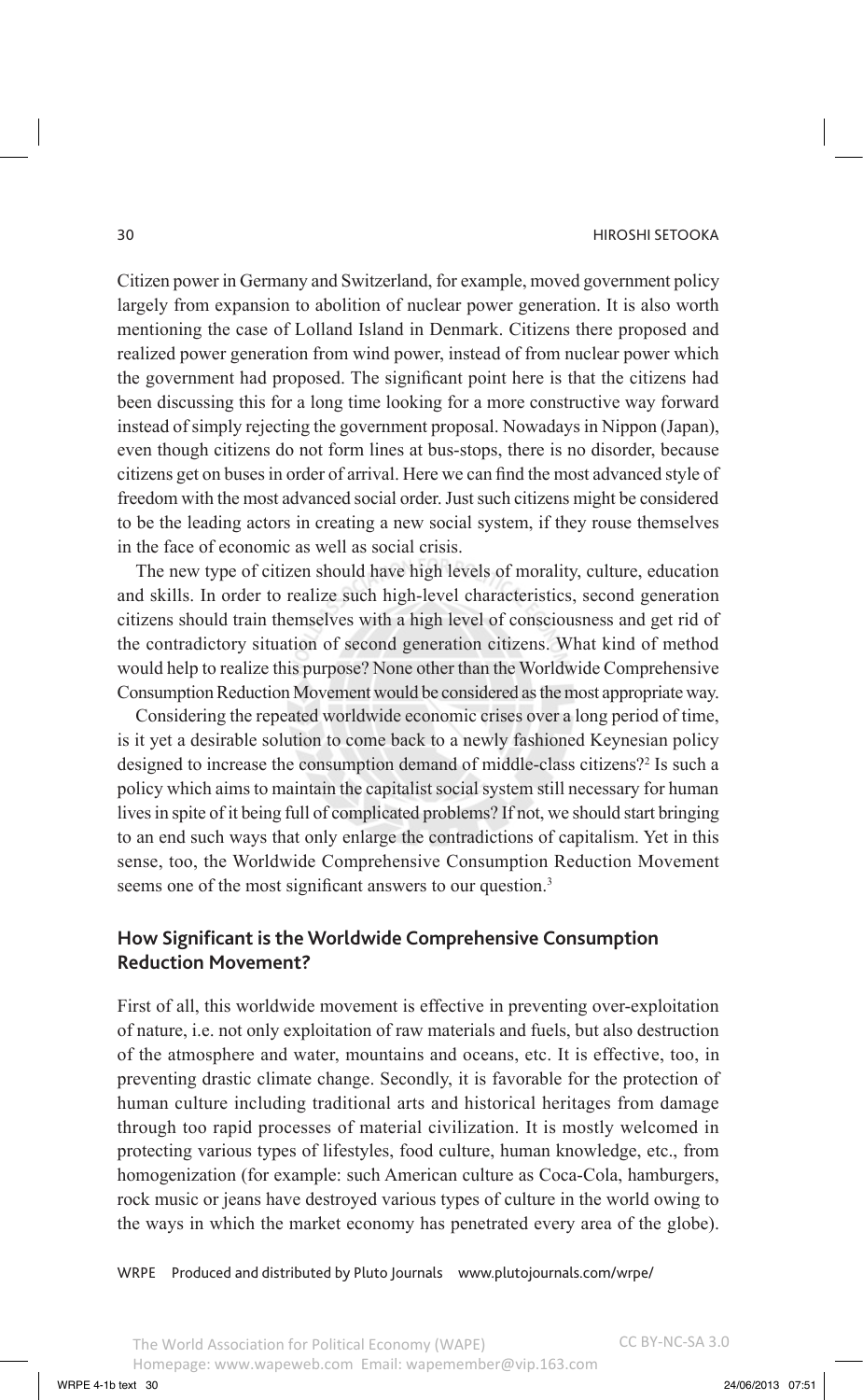Citizen power in Germany and Switzerland, for example, moved government policy largely from expansion to abolition of nuclear power generation. It is also worth mentioning the case of Lolland Island in Denmark. Citizens there proposed and realized power generation from wind power, instead of from nuclear power which the government had proposed. The significant point here is that the citizens had been discussing this for a long time looking for a more constructive way forward instead of simply rejecting the government proposal. Nowadays in Nippon (Japan), even though citizens do not form lines at bus-stops, there is no disorder, because citizens get on buses in order of arrival. Here we can find the most advanced style of freedom with the most advanced social order. Just such citizens might be considered to be the leading actors in creating a new social system, if they rouse themselves in the face of economic as well as social crisis.

The new type of citizen should have high levels of morality, culture, education and skills. In order to realize such high-level characteristics, second generation citizens should train themselves with a high level of consciousness and get rid of the contradictory situation of second generation citizens. What kind of method would help to realize this purpose? None other than the Worldwide Comprehensive Consumption Reduction Movement would be considered as the most appropriate way.

Considering the repeated worldwide economic crises over a long period of time, is it yet a desirable solution to come back to a newly fashioned Keynesian policy designed to increase the consumption demand of middle-class citizens?[2] Is such a policy which aims to maintain the capitalist social system still necessary for human lives in spite of it being full of complicated problems? If not, we should start bringing to an end such ways that only enlarge the contradictions of capitalism. Yet in this sense, too, the Worldwide Comprehensive Consumption Reduction Movement seems one of the most significant answers to our question.[3]

## How Significant is the Worldwide Comprehensive Consumption Reduction Movement?

First of all, this worldwide movement is effective in preventing over-exploitation of nature, i.e. not only exploitation of raw materials and fuels, but also destruction of the atmosphere and water, mountains and oceans, etc. It is effective, too, in preventing drastic climate change. Secondly, it is favorable for the protection of human culture including traditional arts and historical heritages from damage through too rapid processes of material civilization. It is mostly welcomed in protecting various types of lifestyles, food culture, human knowledge, etc., from homogenization (for example: such American culture as Coca-Cola, hamburgers, rock music or jeans have destroyed various types of culture in the world owing to the ways in which the market economy has penetrated every area of the globe).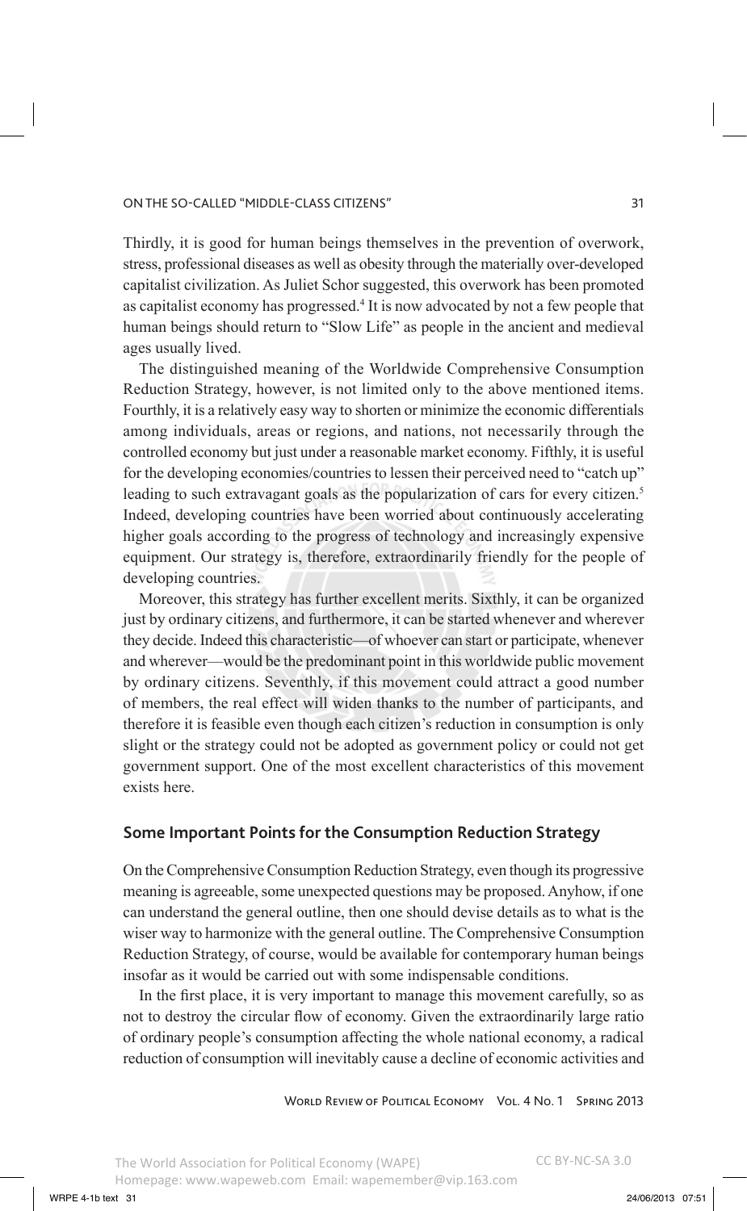Thirdly, it is good for human beings themselves in the prevention of overwork, stress, professional diseases as well as obesity through the materially over-developed capitalist civilization. As Juliet Schor suggested, this overwork has been promoted as capitalist economy has progressed.[4] It is now advocated by not a few people that human beings should return to "Slow Life" as people in the ancient and medieval ages usually lived.

The distinguished meaning of the Worldwide Comprehensive Consumption Reduction Strategy, however, is not limited only to the above mentioned items. Fourthly, it is a relatively easy way to shorten or minimize the economic differentials among individuals, areas or regions, and nations, not necessarily through the controlled economy but just under a reasonable market economy. Fifthly, it is useful for the developing economies/countries to lessen their perceived need to "catch up" leading to such extravagant goals as the popularization of cars for every citizen.[5] Indeed, developing countries have been worried about continuously accelerating higher goals according to the progress of technology and increasingly expensive equipment. Our strategy is, therefore, extraordinarily friendly for the people of developing countries.

Moreover, this strategy has further excellent merits. Sixthly, it can be organized just by ordinary citizens, and furthermore, it can be started whenever and wherever they decide. Indeed this characteristic—of whoever can start or participate, whenever and wherever—would be the predominant point in this worldwide public movement by ordinary citizens. Seventhly, if this movement could attract a good number of members, the real effect will widen thanks to the number of participants, and therefore it is feasible even though each citizen's reduction in consumption is only slight or the strategy could not be adopted as government policy or could not get government support. One of the most excellent characteristics of this movement exists here.

## Some Important Points for the Consumption Reduction Strategy

On the Comprehensive Consumption Reduction Strategy, even though its progressive meaning is agreeable, some unexpected questions may be proposed. Anyhow, if one can understand the general outline, then one should devise details as to what is the wiser way to harmonize with the general outline. The Comprehensive Consumption Reduction Strategy, of course, would be available for contemporary human beings insofar as it would be carried out with some indispensable conditions.

In the first place, it is very important to manage this movement carefully, so as not to destroy the circular flow of economy. Given the extraordinarily large ratio of ordinary people's consumption affecting the whole national economy, a radical reduction of consumption will inevitably cause a decline of economic activities and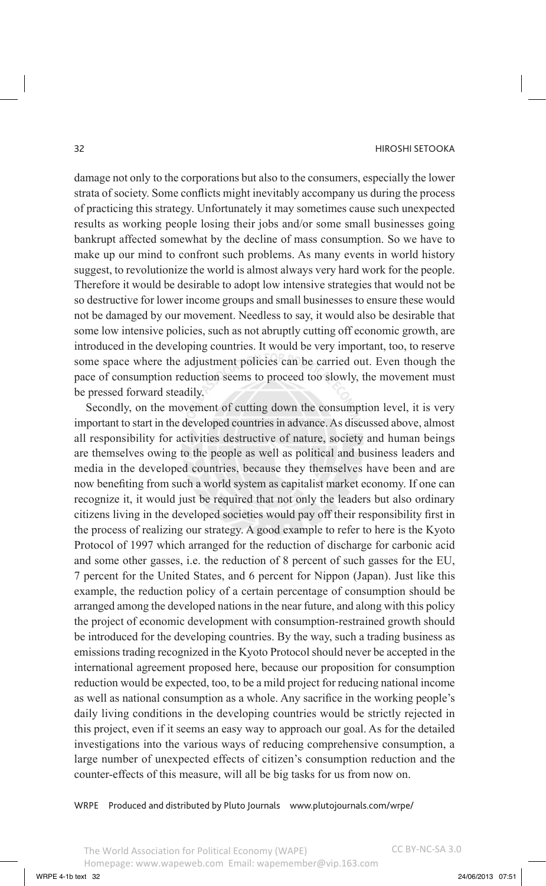damage not only to the corporations but also to the consumers, especially the lower strata of society. Some conflicts might inevitably accompany us during the process of practicing this strategy. Unfortunately it may sometimes cause such unexpected results as working people losing their jobs and/or some small businesses going bankrupt affected somewhat by the decline of mass consumption. So we have to make up our mind to confront such problems. As many events in world history suggest, to revolutionize the world is almost always very hard work for the people. Therefore it would be desirable to adopt low intensive strategies that would not be so destructive for lower income groups and small businesses to ensure these would not be damaged by our movement. Needless to say, it would also be desirable that some low intensive policies, such as not abruptly cutting off economic growth, are introduced in the developing countries. It would be very important, too, to reserve some space where the adjustment policies can be carried out. Even though the pace of consumption reduction seems to proceed too slowly, the movement must be pressed forward steadily.

Secondly, on the movement of cutting down the consumption level, it is very important to start in the developed countries in advance. As discussed above, almost all responsibility for activities destructive of nature, society and human beings are themselves owing to the people as well as political and business leaders and media in the developed countries, because they themselves have been and are now benefiting from such a world system as capitalist market economy. If one can recognize it, it would just be required that not only the leaders but also ordinary citizens living in the developed societies would pay off their responsibility first in the process of realizing our strategy. A good example to refer to here is the Kyoto Protocol of 1997 which arranged for the reduction of discharge for carbonic acid and some other gasses, i.e. the reduction of 8 percent of such gasses for the EU, 7 percent for the United States, and 6 percent for Nippon (Japan). Just like this example, the reduction policy of a certain percentage of consumption should be arranged among the developed nations in the near future, and along with this policy the project of economic development with consumption-restrained growth should be introduced for the developing countries. By the way, such a trading business as emissions trading recognized in the Kyoto Protocol should never be accepted in the international agreement proposed here, because our proposition for consumption reduction would be expected, too, to be a mild project for reducing national income as well as national consumption as a whole. Any sacrifice in the working people's daily living conditions in the developing countries would be strictly rejected in this project, even if it seems an easy way to approach our goal. As for the detailed investigations into the various ways of reducing comprehensive consumption, a large number of unexpected effects of citizen's consumption reduction and the counter-effects of this measure, will all be big tasks for us from now on.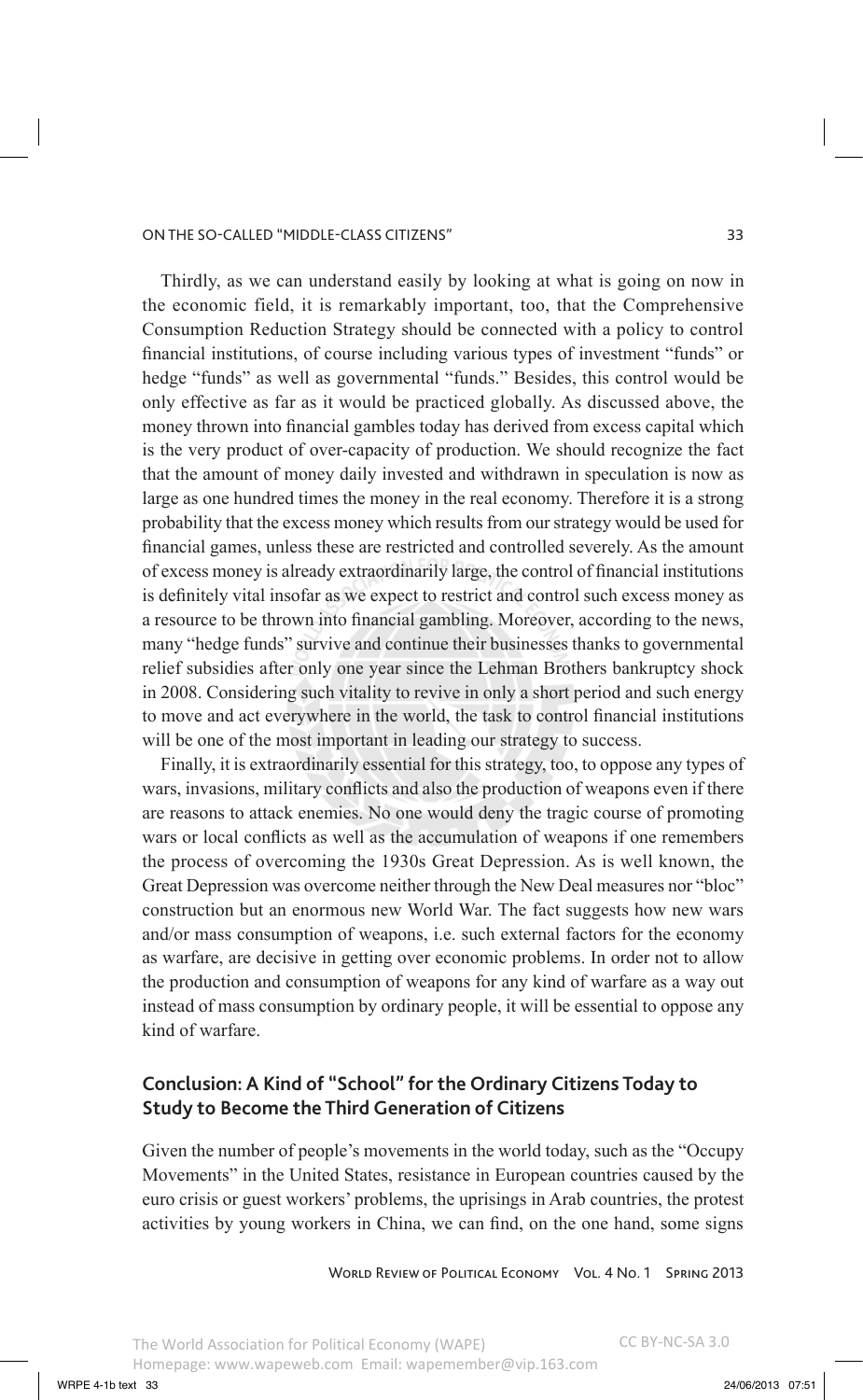Thirdly, as we can understand easily by looking at what is going on now in the economic field, it is remarkably important, too, that the Comprehensive Consumption Reduction Strategy should be connected with a policy to control financial institutions, of course including various types of investment "funds" or hedge "funds" as well as governmental "funds." Besides, this control would be only effective as far as it would be practiced globally. As discussed above, the money thrown into financial gambles today has derived from excess capital which is the very product of over-capacity of production. We should recognize the fact that the amount of money daily invested and withdrawn in speculation is now as large as one hundred times the money in the real economy. Therefore it is a strong probability that the excess money which results from our strategy would be used for financial games, unless these are restricted and controlled severely. As the amount of excess money is already extraordinarily large, the control of financial institutions is definitely vital insofar as we expect to restrict and control such excess money as a resource to be thrown into financial gambling. Moreover, according to the news, many "hedge funds" survive and continue their businesses thanks to governmental relief subsidies after only one year since the Lehman Brothers bankruptcy shock in 2008. Considering such vitality to revive in only a short period and such energy to move and act everywhere in the world, the task to control financial institutions will be one of the most important in leading our strategy to success.

Finally, it is extraordinarily essential for this strategy, too, to oppose any types of wars, invasions, military conflicts and also the production of weapons even if there are reasons to attack enemies. No one would deny the tragic course of promoting wars or local conflicts as well as the accumulation of weapons if one remembers the process of overcoming the 1930s Great Depression. As is well known, the Great Depression was overcome neither through the New Deal measures nor "bloc" construction but an enormous new World War. The fact suggests how new wars and/or mass consumption of weapons, i.e. such external factors for the economy as warfare, are decisive in getting over economic problems. In order not to allow the production and consumption of weapons for any kind of warfare as a way out instead of mass consumption by ordinary people, it will be essential to oppose any kind of warfare.

## Conclusion: A Kind of "School" for the Ordinary Citizens Today to Study to Become the Third Generation of Citizens

Given the number of people's movements in the world today, such as the "Occupy Movements" in the United States, resistance in European countries caused by the euro crisis or guest workers' problems, the uprisings in Arab countries, the protest activities by young workers in China, we can find, on the one hand, some signs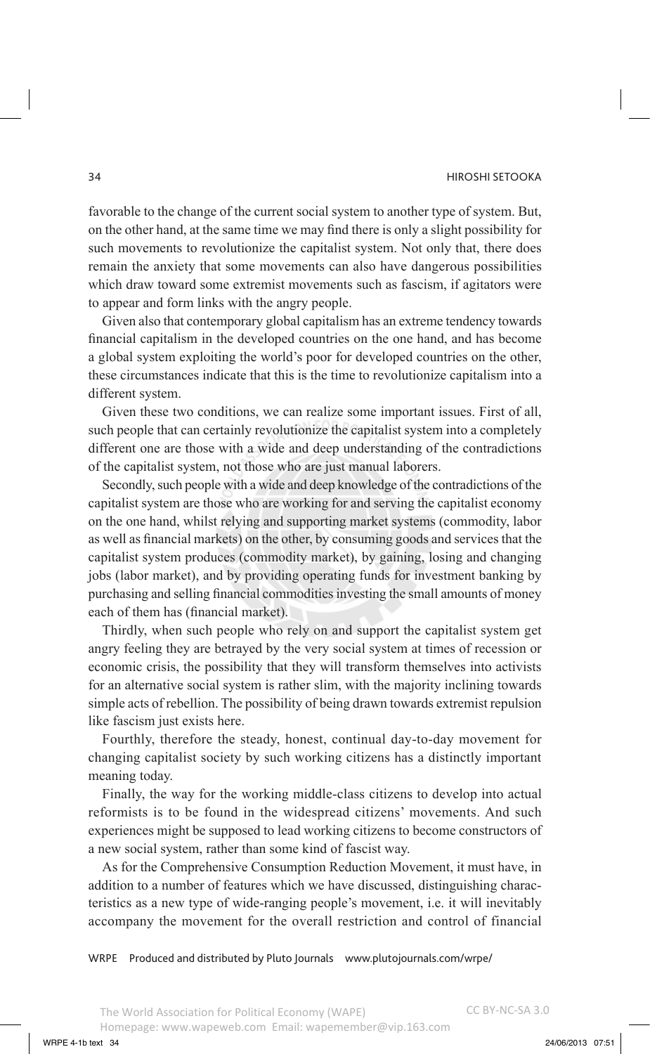favorable to the change of the current social system to another type of system. But, on the other hand, at the same time we may find there is only a slight possibility for such movements to revolutionize the capitalist system. Not only that, there does remain the anxiety that some movements can also have dangerous possibilities which draw toward some extremist movements such as fascism, if agitators were to appear and form links with the angry people.

Given also that contemporary global capitalism has an extreme tendency towards financial capitalism in the developed countries on the one hand, and has become a global system exploiting the world's poor for developed countries on the other, these circumstances indicate that this is the time to revolutionize capitalism into a different system.

Given these two conditions, we can realize some important issues. First of all, such people that can certainly revolutionize the capitalist system into a completely different one are those with a wide and deep understanding of the contradictions of the capitalist system, not those who are just manual laborers.

Secondly, such people with a wide and deep knowledge of the contradictions of the capitalist system are those who are working for and serving the capitalist economy on the one hand, whilst relying and supporting market systems (commodity, labor as well as financial markets) on the other, by consuming goods and services that the capitalist system produces (commodity market), by gaining, losing and changing jobs (labor market), and by providing operating funds for investment banking by purchasing and selling financial commodities investing the small amounts of money each of them has (financial market).

Thirdly, when such people who rely on and support the capitalist system get angry feeling they are betrayed by the very social system at times of recession or economic crisis, the possibility that they will transform themselves into activists for an alternative social system is rather slim, with the majority inclining towards simple acts of rebellion. The possibility of being drawn towards extremist repulsion like fascism just exists here.

Fourthly, therefore the steady, honest, continual day-to-day movement for changing capitalist society by such working citizens has a distinctly important meaning today.

Finally, the way for the working middle-class citizens to develop into actual reformists is to be found in the widespread citizens' movements. And such experiences might be supposed to lead working citizens to become constructors of a new social system, rather than some kind of fascist way.

As for the Comprehensive Consumption Reduction Movement, it must have, in addition to a number of features which we have discussed, distinguishing characteristics as a new type of wide-ranging people's movement, i.e. it will inevitably accompany the movement for the overall restriction and control of financial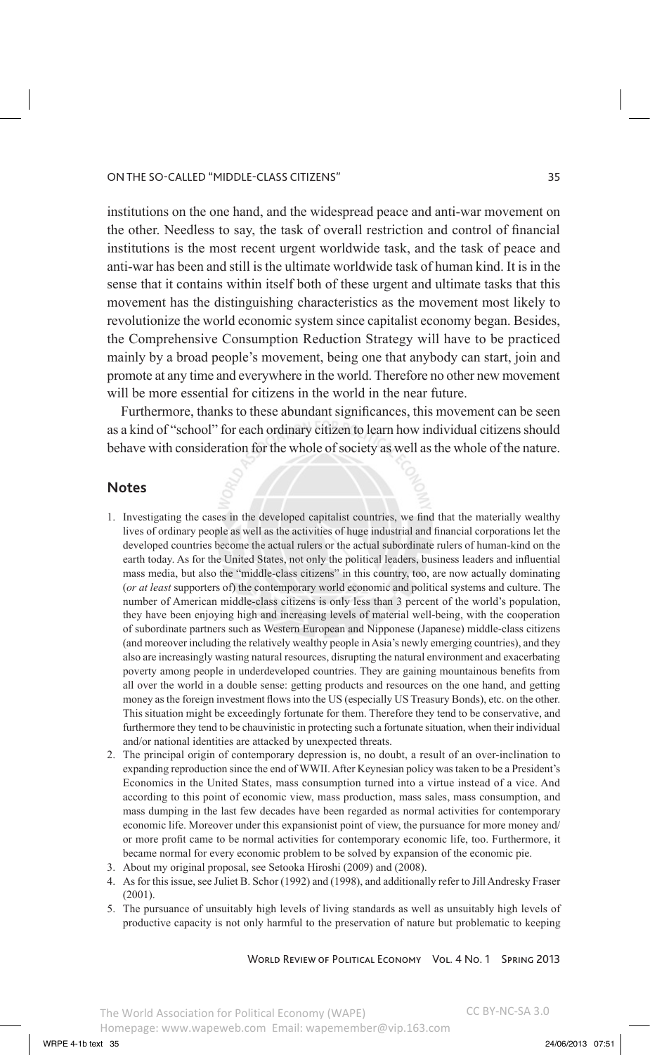institutions on the one hand, and the widespread peace and anti-war movement on the other. Needless to say, the task of overall restriction and control of financial institutions is the most recent urgent worldwide task, and the task of peace and anti-war has been and still is the ultimate worldwide task of human kind. It is in the sense that it contains within itself both of these urgent and ultimate tasks that this movement has the distinguishing characteristics as the movement most likely to revolutionize the world economic system since capitalist economy began. Besides, the Comprehensive Consumption Reduction Strategy will have to be practiced mainly by a broad people's movement, being one that anybody can start, join and promote at any time and everywhere in the world. Therefore no other new movement will be more essential for citizens in the world in the near future.

Furthermore, thanks to these abundant significances, this movement can be seen as a kind of "school" for each ordinary citizen to learn how individual citizens should behave with consideration for the whole of society as well as the whole of the nature.

## Notes

1. Investigating the cases in the developed capitalist countries, we find that the materially wealthy lives of ordinary people as well as the activities of huge industrial and financial corporations let the developed countries become the actual rulers or the actual subordinate rulers of human-kind on the earth today. As for the United States, not only the political leaders, business leaders and influential mass media, but also the "middle-class citizens" in this country, too, are now actually dominating (*or at least* supporters of) the contemporary world economic and political systems and culture. The number of American middle-class citizens is only less than 3 percent of the world's population, they have been enjoying high and increasing levels of material well-being, with the cooperation of subordinate partners such as Western European and Nipponese (Japanese) middle-class citizens (and moreover including the relatively wealthy people in Asia's newly emerging countries), and they also are increasingly wasting natural resources, disrupting the natural environment and exacerbating poverty among people in underdeveloped countries. They are gaining mountainous benefits from all over the world in a double sense: getting products and resources on the one hand, and getting money as the foreign investment flows into the US (especially US Treasury Bonds), etc. on the other. This situation might be exceedingly fortunate for them. Therefore they tend to be conservative, and furthermore they tend to be chauvinistic in protecting such a fortunate situation, when their individual and/or national identities are attacked by unexpected threats.
2. The principal origin of contemporary depression is, no doubt, a result of an over-inclination to expanding reproduction since the end of WWII. After Keynesian policy was taken to be a President's Economics in the United States, mass consumption turned into a virtue instead of a vice. And according to this point of economic view, mass production, mass sales, mass consumption, and mass dumping in the last few decades have been regarded as normal activities for contemporary economic life. Moreover under this expansionist point of view, the pursuance for more money and/ or more profit came to be normal activities for contemporary economic life, too. Furthermore, it became normal for every economic problem to be solved by expansion of the economic pie.
3. About my original proposal, see Setooka Hiroshi (2009) and (2008).
4. As for this issue, see Juliet B. Schor (1992) and (1998), and additionally refer to Jill Andresky Fraser (2001).
5. The pursuance of unsuitably high levels of living standards as well as unsuitably high levels of productive capacity is not only harmful to the preservation of nature but problematic to keeping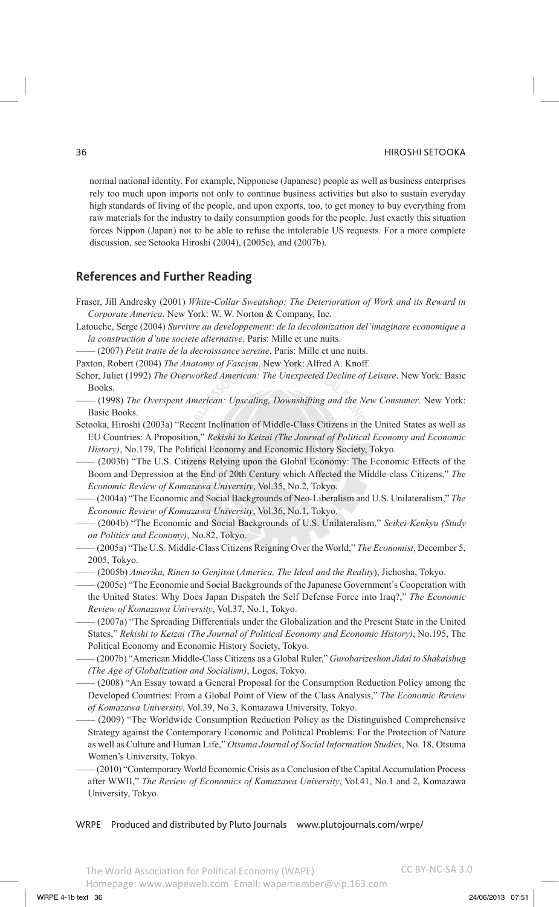normal national identity. For example, Nipponese (Japanese) people as well as business enterprises rely too much upon imports not only to continue business activities but also to sustain everyday high standards of living of the people, and upon exports, too, to get money to buy everything from raw materials for the industry to daily consumption goods for the people. Just exactly this situation forces Nippon (Japan) not to be able to refuse the intolerable US requests. For a more complete discussion, see Setooka Hiroshi (2004), (2005c), and (2007b).

## References and Further Reading

Fraser, Jill Andresky (2001) *White-Collar Sweatshop: The Deterioration of Work and its Reward in Corporate America*. New York: W. W. Norton & Company, Inc.

Latouche, Serge (2004) *Survivre au developpement: de la decolonization del'imaginare economique a la construction d'une societe alternative*. Paris: Mille et une nuits.

—— (2007) *Petit traite de la decroissance sereine*. Paris: Mille et une nuits.

Paxton, Robert (2004) *The Anatomy of Fascism*. New York: Alfred A. Knoff.

Schor, Juliet (1992) *The Overworked American: The Unexpected Decline of Leisure*. New York: Basic Books.

—— (1998) *The Overspent American: Upscaling, Downshifting and the New Consumer*. New York: Basic Books.

Setooka, Hiroshi (2003a) "Recent Inclination of Middle-Class Citizens in the United States as well as EU Countries: A Proposition," *Rekishi to Keizai (The Journal of Political Economy and Economic History)*, No.179, The Political Economy and Economic History Society, Tokyo.

—— (2003b) "The U.S. Citizens Relying upon the Global Economy: The Economic Effects of the Boom and Depression at the End of 20th Century which Affected the Middle-class Citizens," *The Economic Review of Komazawa University*, Vol.35, No.2, Tokyo.

—— (2004a) "The Economic and Social Backgrounds of Neo-Liberalism and U.S. Unilateralism," *The Economic Review of Komazawa University*, Vol.36, No.1, Tokyo.

—— (2004b) "The Economic and Social Backgrounds of U.S. Unilateralism," *Seikei-Kenkyu (Study on Politics and Economy)*, No.82, Tokyo.

—— (2005a) "The U.S. Middle-Class Citizens Reigning Over the World," *The Economist*, December 5, 2005, Tokyo.

—— (2005b) *Amerika, Rinen to Genjitsu* (*America, The Ideal and the Reality*), Jichosha, Tokyo.

—— (2005c) "The Economic and Social Backgrounds of the Japanese Government's Cooperation with the United States: Why Does Japan Dispatch the Self Defense Force into Iraq?," *The Economic Review of Komazawa University*, Vol.37, No.1, Tokyo.

—— (2007a) "The Spreading Differentials under the Globalization and the Present State in the United States," *Rekishi to Keizai (The Journal of Political Economy and Economic History)*, No.195, The Political Economy and Economic History Society, Tokyo.

—— (2007b) "American Middle-Class Citizens as a Global Ruler," *Gurobarizeshon Jidai to Shakaishug (The Age of Globalization and Socialism)*, Logos, Tokyo.

—— (2008) "An Essay toward a General Proposal for the Consumption Reduction Policy among the Developed Countries: From a Global Point of View of the Class Analysis," *The Economic Review of Komazawa University*, Vol.39, No.3, Komazawa University, Tokyo.

—— (2009) "The Worldwide Consumption Reduction Policy as the Distinguished Comprehensive Strategy against the Contemporary Economic and Political Problems: For the Protection of Nature as well as Culture and Human Life," *Otsuma Journal of Social Information Studies*, No. 18, Otsuma Women's University, Tokyo.

—— (2010) "Contemporary World Economic Crisis as a Conclusion of the Capital Accumulation Process after WWII," *The Review of Economics of Komazawa University*, Vol.41, No.1 and 2, Komazawa University, Tokyo.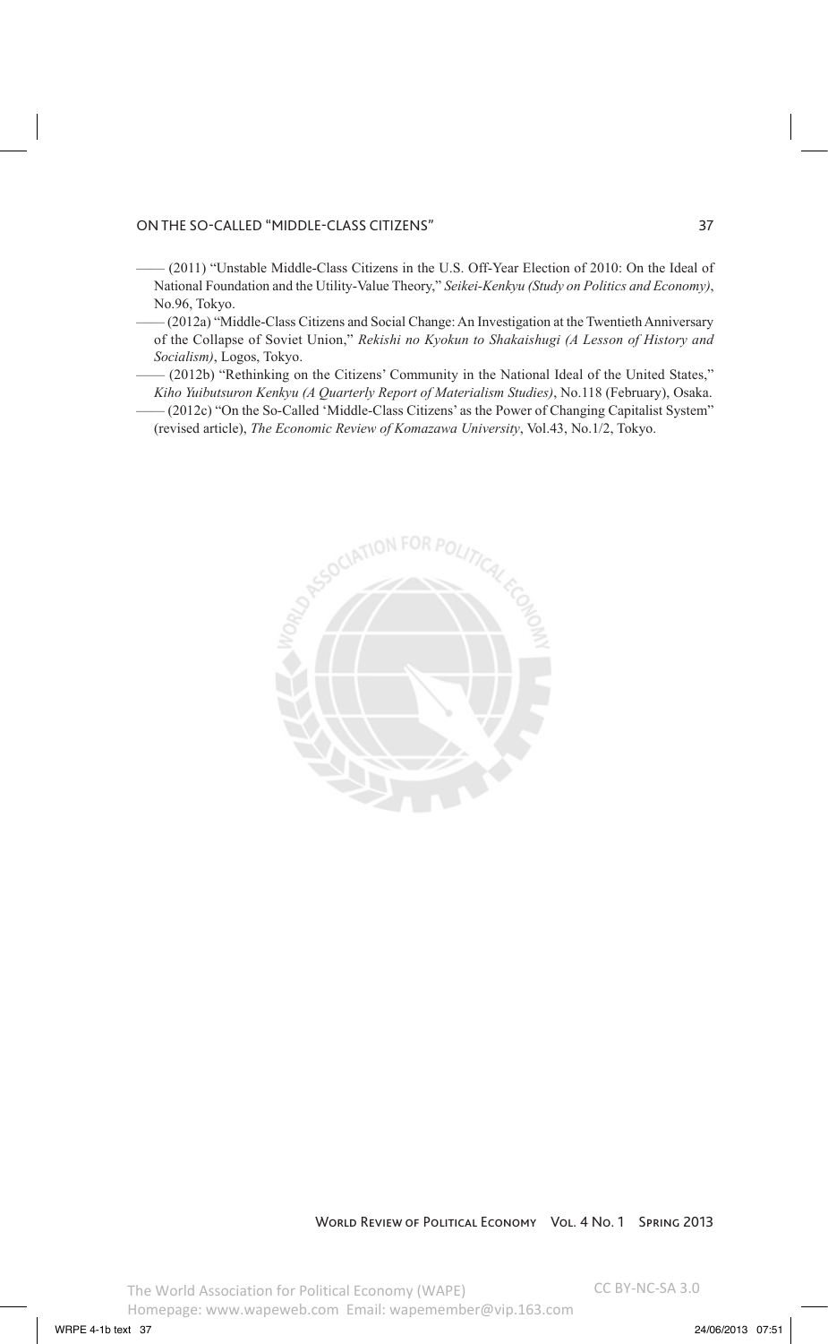—— (2011) “Unstable Middle-Class Citizens in the U.S. Off-Year Election of 2010: On the Ideal of National Foundation and the Utility-Value Theory,” *Seikei-Kenkyu (Study on Politics and Economy)*, No.96, Tokyo.

—— (2012a) “Middle-Class Citizens and Social Change: An Investigation at the Twentieth Anniversary of the Collapse of Soviet Union,” *Rekishi no Kyokun to Shakaishugi (A Lesson of History and Socialism)*, Logos, Tokyo.

—— (2012b) “Rethinking on the Citizens’ Community in the National Ideal of the United States,” *Kiho Yuibutsuron Kenkyu (A Quarterly Report of Materialism Studies)*, No.118 (February), Osaka.

—— (2012c) “On the So-Called ‘Middle-Class Citizens’ as the Power of Changing Capitalist System” (revised article), *The Economic Review of Komazawa University*, Vol.43, No.1/2, Tokyo.